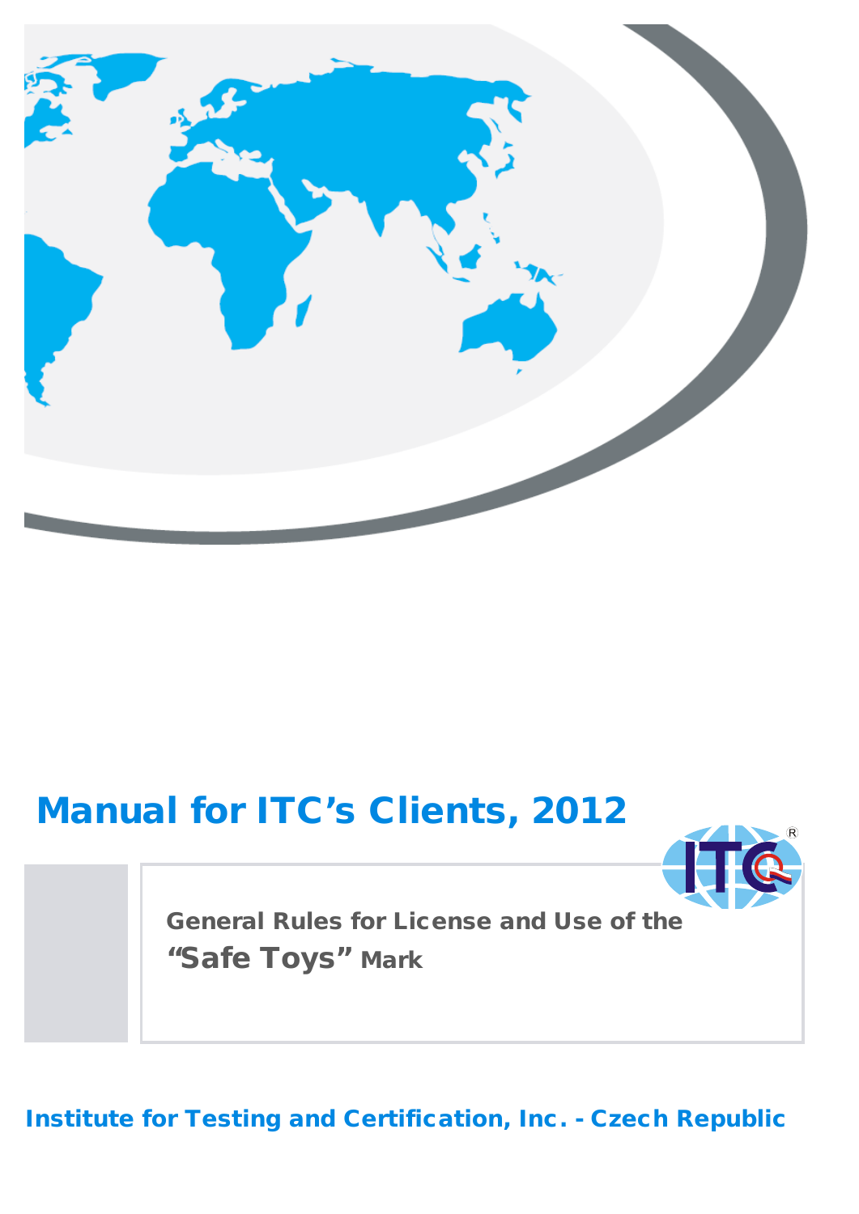# Manual for ITC's Clients, 2012

**General Rules for License and Use of the "Safe Toys" Mark**

**Institute for Testing and Certification, Inc. - Czech Republic**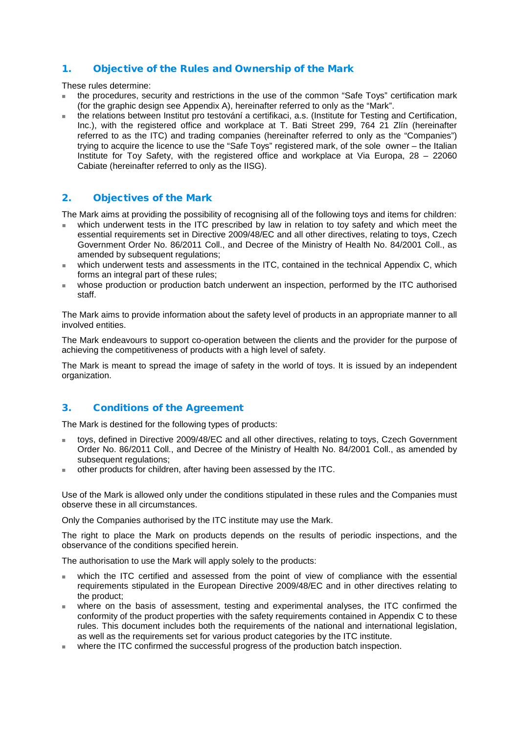## 1. Objective of the Rules and Ownership of the Mark

These rules determine:

- the procedures, security and restrictions in the use of the common "Safe Toys" certification mark (for the graphic design see Appendix A), hereinafter referred to only as the "Mark".
- the relations between Institut pro testování a certifikaci, a.s. (Institute for Testing and Certification, Inc.), with the registered office and workplace at T. Bati Street 299, 764 21 Zlín (hereinafter referred to as the ITC) and trading companies (hereinafter referred to only as the "Companies") trying to acquire the licence to use the "Safe Toys" registered mark, of the sole owner – the Italian Institute for Toy Safety, with the registered office and workplace at Via Europa, 28 – 22060 Cabiate (hereinafter referred to only as the IISG).

## 2. Objectives of the Mark

The Mark aims at providing the possibility of recognising all of the following toys and items for children:

- which underwent tests in the ITC prescribed by law in relation to toy safety and which meet the essential requirements set in Directive 2009/48/EC and all other directives, relating to toys, Czech Government Order No. 86/2011 Coll., and Decree of the Ministry of Health No. 84/2001 Coll., as amended by subsequent regulations;
- which underwent tests and assessments in the ITC, contained in the technical Appendix C, which forms an integral part of these rules;
- whose production or production batch underwent an inspection, performed by the ITC authorised staff.

The Mark aims to provide information about the safety level of products in an appropriate manner to all involved entities.

The Mark endeavours to support co-operation between the clients and the provider for the purpose of achieving the competitiveness of products with a high level of safety.

The Mark is meant to spread the image of safety in the world of toys. It is issued by an independent organization.

## 3. Conditions of the Agreement

The Mark is destined for the following types of products:

- toys, defined in Directive 2009/48/EC and all other directives, relating to toys, Czech Government Order No. 86/2011 Coll., and Decree of the Ministry of Health No. 84/2001 Coll., as amended by subsequent regulations;
- other products for children, after having been assessed by the ITC.

Use of the Mark is allowed only under the conditions stipulated in these rules and the Companies must observe these in all circumstances.

Only the Companies authorised by the ITC institute may use the Mark.

The right to place the Mark on products depends on the results of periodic inspections, and the observance of the conditions specified herein.

The authorisation to use the Mark will apply solely to the products:

- which the ITC certified and assessed from the point of view of compliance with the essential requirements stipulated in the European Directive 2009/48/EC and in other directives relating to the product;
- where on the basis of assessment, testing and experimental analyses, the ITC confirmed the conformity of the product properties with the safety requirements contained in Appendix C to these rules. This document includes both the requirements of the national and international legislation, as well as the requirements set for various product categories by the ITC institute.
- where the ITC confirmed the successful progress of the production batch inspection.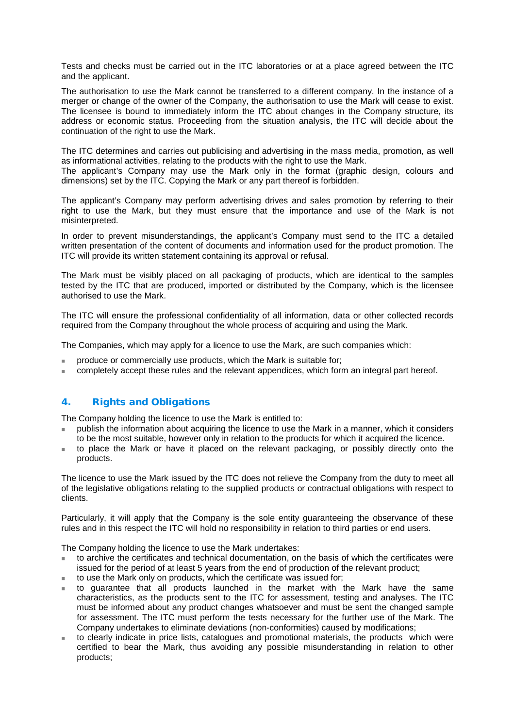Tests and checks must be carried out in the ITC laboratories or at a place agreed between the ITC and the applicant.

The authorisation to use the Mark cannot be transferred to a different company. In the instance of a merger or change of the owner of the Company, the authorisation to use the Mark will cease to exist. The licensee is bound to immediately inform the ITC about changes in the Company structure, its address or economic status. Proceeding from the situation analysis, the ITC will decide about the continuation of the right to use the Mark.

The ITC determines and carries out publicising and advertising in the mass media, promotion, as well as informational activities, relating to the products with the right to use the Mark.
The applicant's Company may use the Mark only in the format (graphic design, colours and dimensions) set by the ITC. Copying the Mark or any part thereof is forbidden.

The applicant's Company may perform advertising drives and sales promotion by referring to their right to use the Mark, but they must ensure that the importance and use of the Mark is not misinterpreted.

In order to prevent misunderstandings, the applicant's Company must send to the ITC a detailed written presentation of the content of documents and information used for the product promotion. The ITC will provide its written statement containing its approval or refusal.

The Mark must be visibly placed on all packaging of products, which are identical to the samples tested by the ITC that are produced, imported or distributed by the Company, which is the licensee authorised to use the Mark.

The ITC will ensure the professional confidentiality of all information, data or other collected records required from the Company throughout the whole process of acquiring and using the Mark.

The Companies, which may apply for a licence to use the Mark, are such companies which:

- produce or commercially use products, which the Mark is suitable for;
- completely accept these rules and the relevant appendices, which form an integral part hereof.

## 4. Rights and Obligations

The Company holding the licence to use the Mark is entitled to:

- publish the information about acquiring the licence to use the Mark in a manner, which it considers to be the most suitable, however only in relation to the products for which it acquired the licence.
- to place the Mark or have it placed on the relevant packaging, or possibly directly onto the products.

The licence to use the Mark issued by the ITC does not relieve the Company from the duty to meet all of the legislative obligations relating to the supplied products or contractual obligations with respect to clients.

Particularly, it will apply that the Company is the sole entity guaranteeing the observance of these rules and in this respect the ITC will hold no responsibility in relation to third parties or end users.

The Company holding the licence to use the Mark undertakes:

- to archive the certificates and technical documentation, on the basis of which the certificates were issued for the period of at least 5 years from the end of production of the relevant product;
- to use the Mark only on products, which the certificate was issued for;
- to guarantee that all products launched in the market with the Mark have the same characteristics, as the products sent to the ITC for assessment, testing and analyses. The ITC must be informed about any product changes whatsoever and must be sent the changed sample for assessment. The ITC must perform the tests necessary for the further use of the Mark. The Company undertakes to eliminate deviations (non-conformities) caused by modifications;
- to clearly indicate in price lists, catalogues and promotional materials, the products which were certified to bear the Mark, thus avoiding any possible misunderstanding in relation to other products;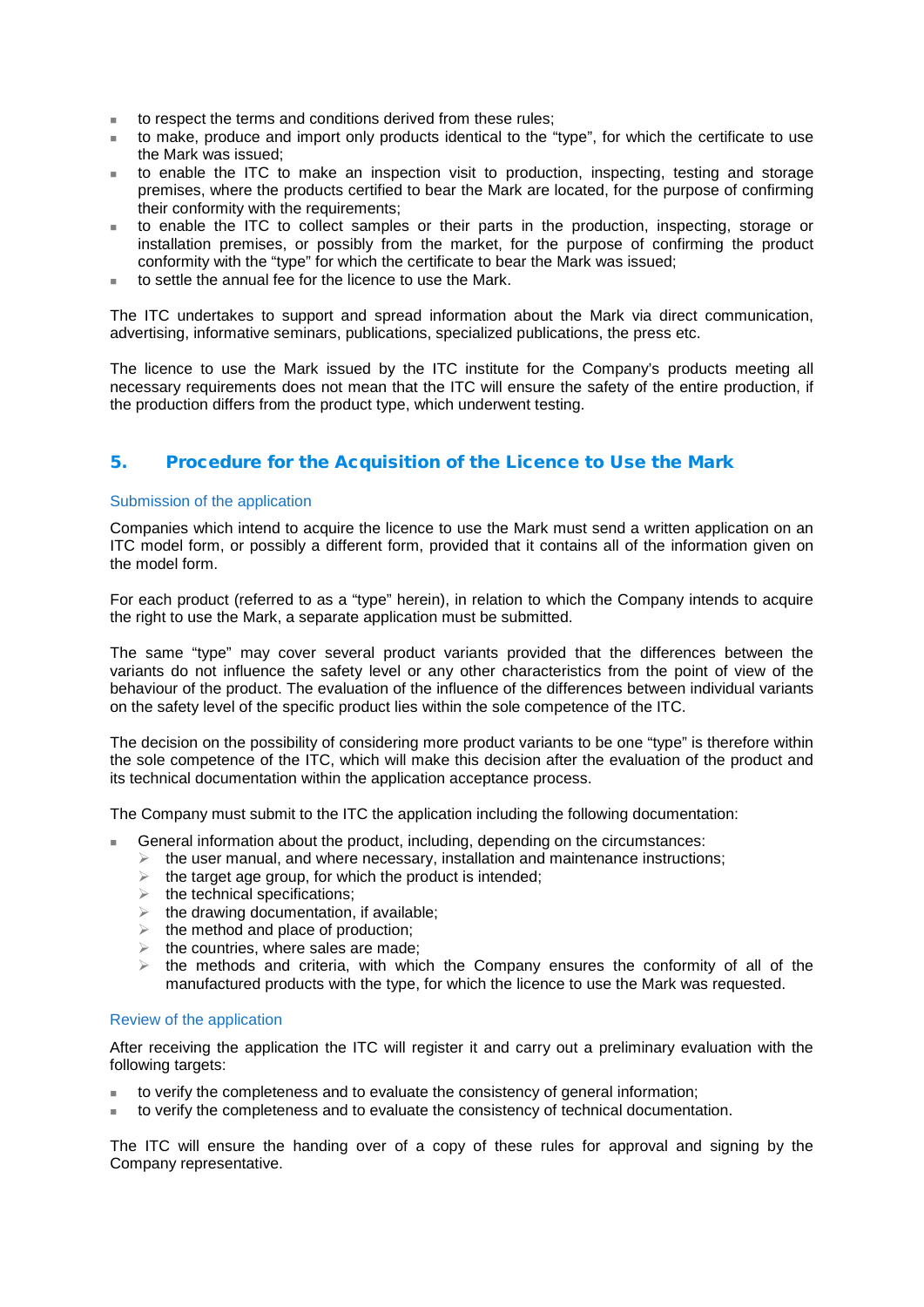- to respect the terms and conditions derived from these rules;
- to make, produce and import only products identical to the “type”, for which the certificate to use the Mark was issued;
- to enable the ITC to make an inspection visit to production, inspecting, testing and storage premises, where the products certified to bear the Mark are located, for the purpose of confirming their conformity with the requirements;
- to enable the ITC to collect samples or their parts in the production, inspecting, storage or installation premises, or possibly from the market, for the purpose of confirming the product conformity with the “type” for which the certificate to bear the Mark was issued;
- to settle the annual fee for the licence to use the Mark.

The ITC undertakes to support and spread information about the Mark via direct communication, advertising, informative seminars, publications, specialized publications, the press etc.

The licence to use the Mark issued by the ITC institute for the Company’s products meeting all necessary requirements does not mean that the ITC will ensure the safety of the entire production, if the production differs from the product type, which underwent testing.

## 5. Procedure for the Acquisition of the Licence to Use the Mark

### Submission of the application

Companies which intend to acquire the licence to use the Mark must send a written application on an ITC model form, or possibly a different form, provided that it contains all of the information given on the model form.

For each product (referred to as a “type” herein), in relation to which the Company intends to acquire the right to use the Mark, a separate application must be submitted.

The same “type” may cover several product variants provided that the differences between the variants do not influence the safety level or any other characteristics from the point of view of the behaviour of the product. The evaluation of the influence of the differences between individual variants on the safety level of the specific product lies within the sole competence of the ITC.

The decision on the possibility of considering more product variants to be one “type” is therefore within the sole competence of the ITC, which will make this decision after the evaluation of the product and its technical documentation within the application acceptance process.

The Company must submit to the ITC the application including the following documentation:

- General information about the product, including, depending on the circumstances:
  - the user manual, and where necessary, installation and maintenance instructions;
  - the target age group, for which the product is intended;
  - the technical specifications;
  - the drawing documentation, if available;
  - the method and place of production;
  - the countries, where sales are made;
  - the methods and criteria, with which the Company ensures the conformity of all of the manufactured products with the type, for which the licence to use the Mark was requested.

### Review of the application

After receiving the application the ITC will register it and carry out a preliminary evaluation with the following targets:

- to verify the completeness and to evaluate the consistency of general information;
- to verify the completeness and to evaluate the consistency of technical documentation.

The ITC will ensure the handing over of a copy of these rules for approval and signing by the Company representative.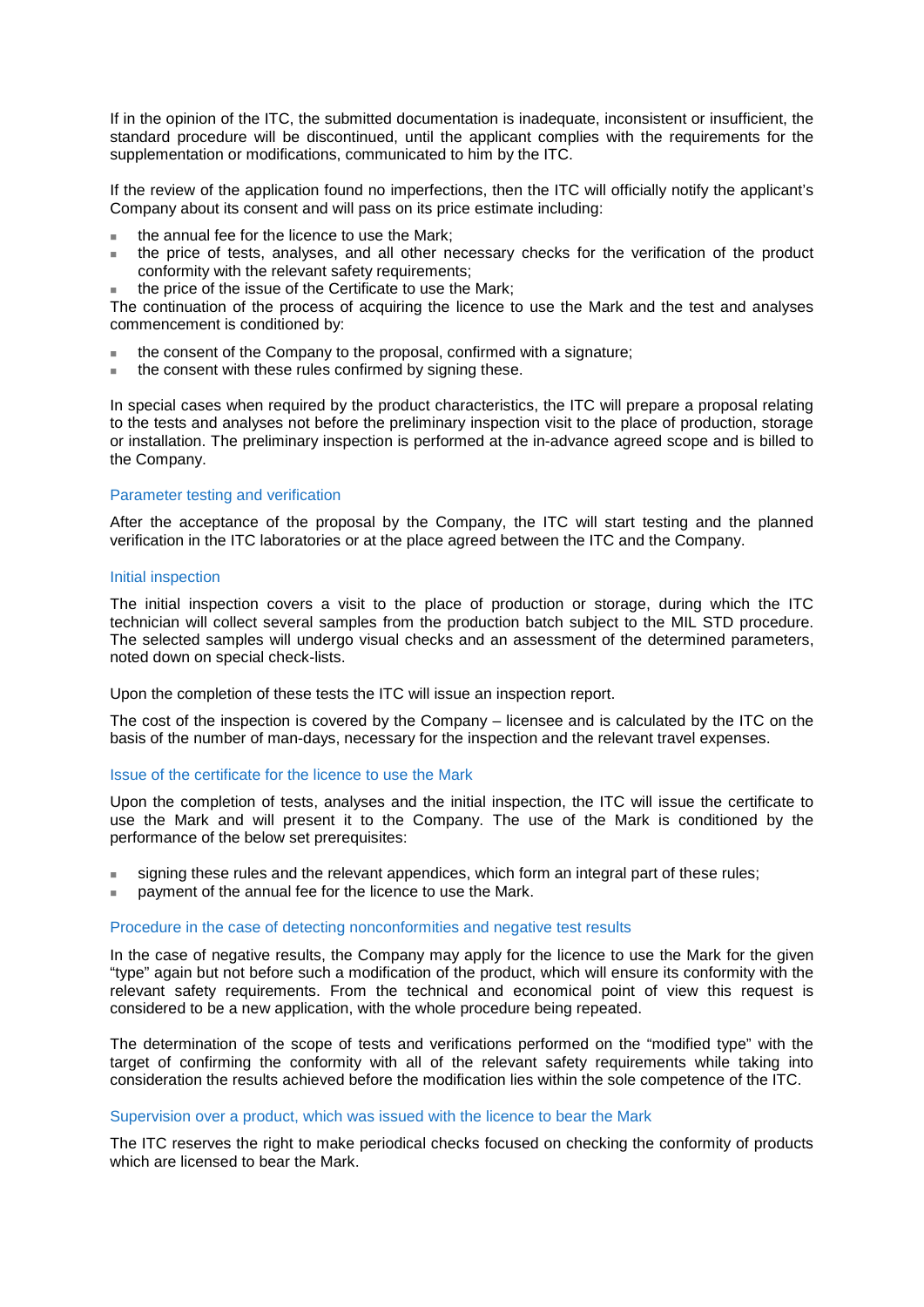If in the opinion of the ITC, the submitted documentation is inadequate, inconsistent or insufficient, the standard procedure will be discontinued, until the applicant complies with the requirements for the supplementation or modifications, communicated to him by the ITC.

If the review of the application found no imperfections, then the ITC will officially notify the applicant's Company about its consent and will pass on its price estimate including:

- the annual fee for the licence to use the Mark;
- the price of tests, analyses, and all other necessary checks for the verification of the product conformity with the relevant safety requirements;
- the price of the issue of the Certificate to use the Mark;

The continuation of the process of acquiring the licence to use the Mark and the test and analyses commencement is conditioned by:

- the consent of the Company to the proposal, confirmed with a signature;
- the consent with these rules confirmed by signing these.

In special cases when required by the product characteristics, the ITC will prepare a proposal relating to the tests and analyses not before the preliminary inspection visit to the place of production, storage or installation. The preliminary inspection is performed at the in-advance agreed scope and is billed to the Company.

### Parameter testing and verification

After the acceptance of the proposal by the Company, the ITC will start testing and the planned verification in the ITC laboratories or at the place agreed between the ITC and the Company.

### Initial inspection

The initial inspection covers a visit to the place of production or storage, during which the ITC technician will collect several samples from the production batch subject to the MIL STD procedure. The selected samples will undergo visual checks and an assessment of the determined parameters, noted down on special check-lists.

Upon the completion of these tests the ITC will issue an inspection report.

The cost of the inspection is covered by the Company – licensee and is calculated by the ITC on the basis of the number of man-days, necessary for the inspection and the relevant travel expenses.

### Issue of the certificate for the licence to use the Mark

Upon the completion of tests, analyses and the initial inspection, the ITC will issue the certificate to use the Mark and will present it to the Company. The use of the Mark is conditioned by the performance of the below set prerequisites:

- signing these rules and the relevant appendices, which form an integral part of these rules;
- payment of the annual fee for the licence to use the Mark.

### Procedure in the case of detecting nonconformities and negative test results

In the case of negative results, the Company may apply for the licence to use the Mark for the given "type" again but not before such a modification of the product, which will ensure its conformity with the relevant safety requirements. From the technical and economical point of view this request is considered to be a new application, with the whole procedure being repeated.

The determination of the scope of tests and verifications performed on the "modified type" with the target of confirming the conformity with all of the relevant safety requirements while taking into consideration the results achieved before the modification lies within the sole competence of the ITC.

### Supervision over a product, which was issued with the licence to bear the Mark

The ITC reserves the right to make periodical checks focused on checking the conformity of products which are licensed to bear the Mark.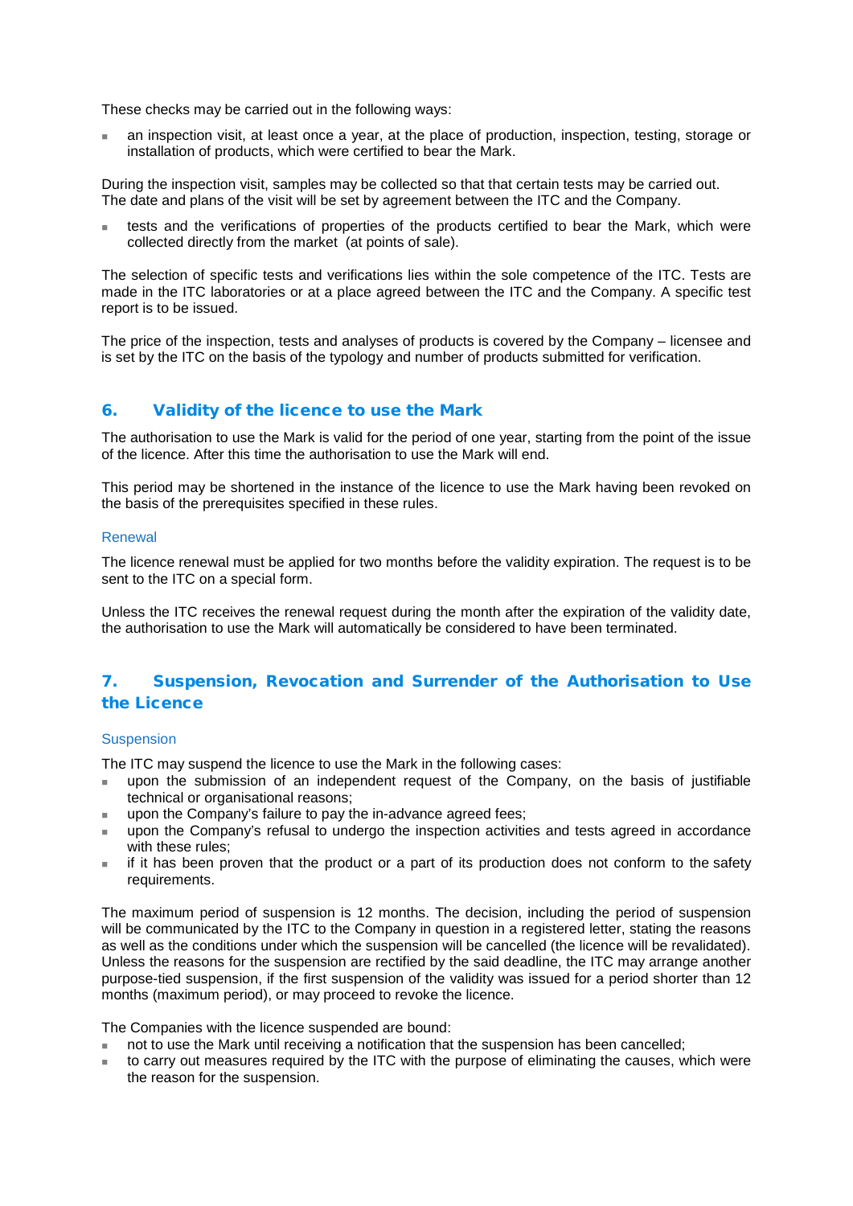These checks may be carried out in the following ways:

- an inspection visit, at least once a year, at the place of production, inspection, testing, storage or installation of products, which were certified to bear the Mark.

During the inspection visit, samples may be collected so that that certain tests may be carried out. The date and plans of the visit will be set by agreement between the ITC and the Company.

- tests and the verifications of properties of the products certified to bear the Mark, which were collected directly from the market (at points of sale).

The selection of specific tests and verifications lies within the sole competence of the ITC. Tests are made in the ITC laboratories or at a place agreed between the ITC and the Company. A specific test report is to be issued.

The price of the inspection, tests and analyses of products is covered by the Company – licensee and is set by the ITC on the basis of the typology and number of products submitted for verification.

## 6. Validity of the licence to use the Mark

The authorisation to use the Mark is valid for the period of one year, starting from the point of the issue of the licence. After this time the authorisation to use the Mark will end.

This period may be shortened in the instance of the licence to use the Mark having been revoked on the basis of the prerequisites specified in these rules.

### Renewal

The licence renewal must be applied for two months before the validity expiration. The request is to be sent to the ITC on a special form.

Unless the ITC receives the renewal request during the month after the expiration of the validity date, the authorisation to use the Mark will automatically be considered to have been terminated.

## 7. Suspension, Revocation and Surrender of the Authorisation to Use the Licence

### Suspension

The ITC may suspend the licence to use the Mark in the following cases:

- upon the submission of an independent request of the Company, on the basis of justifiable technical or organisational reasons;
- upon the Company's failure to pay the in-advance agreed fees;
- upon the Company's refusal to undergo the inspection activities and tests agreed in accordance with these rules;
- if it has been proven that the product or a part of its production does not conform to the safety requirements.

The maximum period of suspension is 12 months. The decision, including the period of suspension will be communicated by the ITC to the Company in question in a registered letter, stating the reasons as well as the conditions under which the suspension will be cancelled (the licence will be revalidated). Unless the reasons for the suspension are rectified by the said deadline, the ITC may arrange another purpose-tied suspension, if the first suspension of the validity was issued for a period shorter than 12 months (maximum period), or may proceed to revoke the licence.

The Companies with the licence suspended are bound:

- not to use the Mark until receiving a notification that the suspension has been cancelled;
- to carry out measures required by the ITC with the purpose of eliminating the causes, which were the reason for the suspension.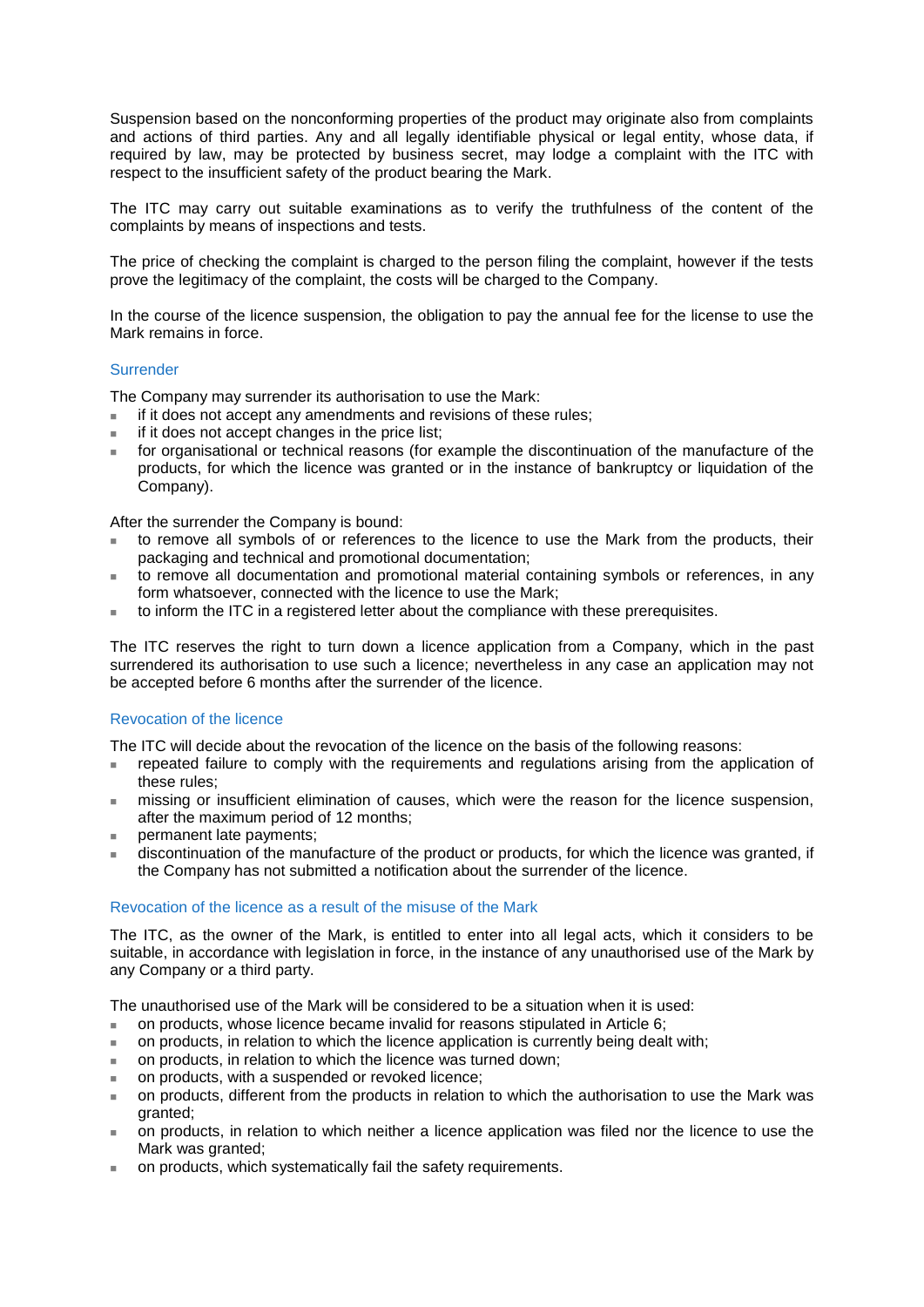Suspension based on the nonconforming properties of the product may originate also from complaints and actions of third parties. Any and all legally identifiable physical or legal entity, whose data, if required by law, may be protected by business secret, may lodge a complaint with the ITC with respect to the insufficient safety of the product bearing the Mark.

The ITC may carry out suitable examinations as to verify the truthfulness of the content of the complaints by means of inspections and tests.

The price of checking the complaint is charged to the person filing the complaint, however if the tests prove the legitimacy of the complaint, the costs will be charged to the Company.

In the course of the licence suspension, the obligation to pay the annual fee for the license to use the Mark remains in force.

### Surrender

The Company may surrender its authorisation to use the Mark:

- if it does not accept any amendments and revisions of these rules;
- if it does not accept changes in the price list;
- for organisational or technical reasons (for example the discontinuation of the manufacture of the products, for which the licence was granted or in the instance of bankruptcy or liquidation of the Company).

After the surrender the Company is bound:

- to remove all symbols of or references to the licence to use the Mark from the products, their packaging and technical and promotional documentation;
- to remove all documentation and promotional material containing symbols or references, in any form whatsoever, connected with the licence to use the Mark;
- to inform the ITC in a registered letter about the compliance with these prerequisites.

The ITC reserves the right to turn down a licence application from a Company, which in the past surrendered its authorisation to use such a licence; nevertheless in any case an application may not be accepted before 6 months after the surrender of the licence.

### Revocation of the licence

The ITC will decide about the revocation of the licence on the basis of the following reasons:

- repeated failure to comply with the requirements and regulations arising from the application of these rules;
- missing or insufficient elimination of causes, which were the reason for the licence suspension, after the maximum period of 12 months;
- permanent late payments;
- discontinuation of the manufacture of the product or products, for which the licence was granted, if the Company has not submitted a notification about the surrender of the licence.

### Revocation of the licence as a result of the misuse of the Mark

The ITC, as the owner of the Mark, is entitled to enter into all legal acts, which it considers to be suitable, in accordance with legislation in force, in the instance of any unauthorised use of the Mark by any Company or a third party.

The unauthorised use of the Mark will be considered to be a situation when it is used:

- on products, whose licence became invalid for reasons stipulated in Article 6;
- on products, in relation to which the licence application is currently being dealt with;
- on products, in relation to which the licence was turned down;
- on products, with a suspended or revoked licence;
- on products, different from the products in relation to which the authorisation to use the Mark was granted;
- on products, in relation to which neither a licence application was filed nor the licence to use the Mark was granted;
- on products, which systematically fail the safety requirements.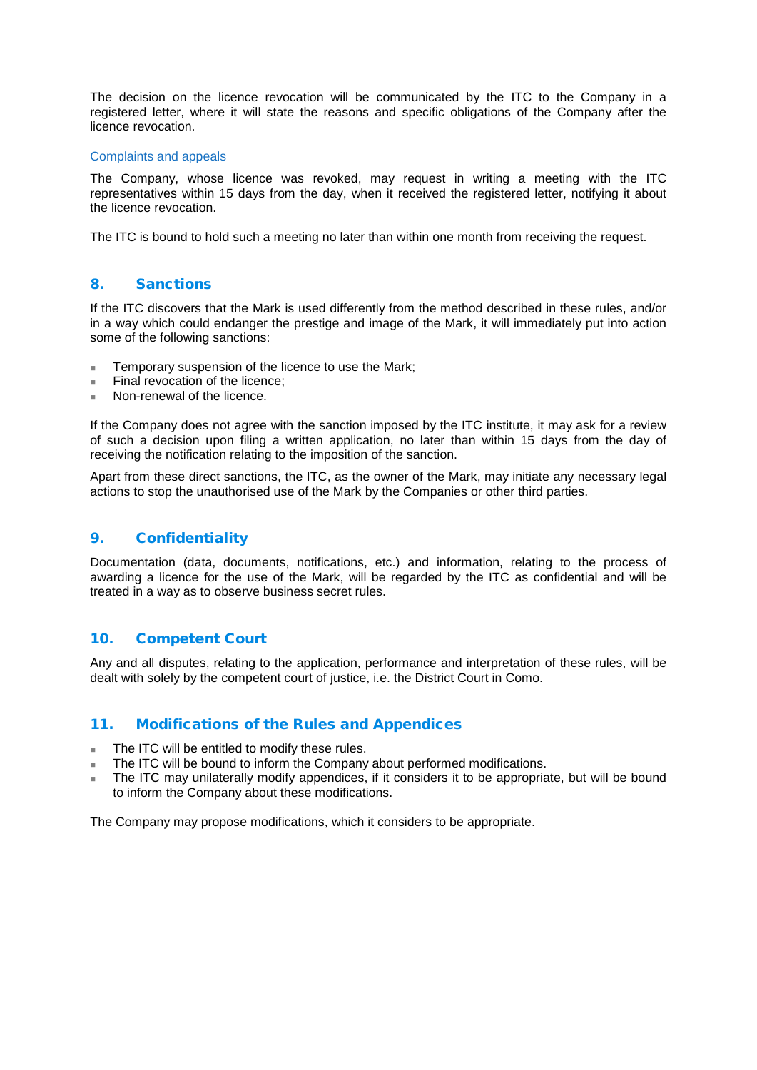The decision on the licence revocation will be communicated by the ITC to the Company in a registered letter, where it will state the reasons and specific obligations of the Company after the licence revocation.

### Complaints and appeals

The Company, whose licence was revoked, may request in writing a meeting with the ITC representatives within 15 days from the day, when it received the registered letter, notifying it about the licence revocation.

The ITC is bound to hold such a meeting no later than within one month from receiving the request.

## 8. Sanctions

If the ITC discovers that the Mark is used differently from the method described in these rules, and/or in a way which could endanger the prestige and image of the Mark, it will immediately put into action some of the following sanctions:

- Temporary suspension of the licence to use the Mark;
- Final revocation of the licence;
- Non-renewal of the licence.

If the Company does not agree with the sanction imposed by the ITC institute, it may ask for a review of such a decision upon filing a written application, no later than within 15 days from the day of receiving the notification relating to the imposition of the sanction.

Apart from these direct sanctions, the ITC, as the owner of the Mark, may initiate any necessary legal actions to stop the unauthorised use of the Mark by the Companies or other third parties.

## 9. Confidentiality

Documentation (data, documents, notifications, etc.) and information, relating to the process of awarding a licence for the use of the Mark, will be regarded by the ITC as confidential and will be treated in a way as to observe business secret rules.

## 10. Competent Court

Any and all disputes, relating to the application, performance and interpretation of these rules, will be dealt with solely by the competent court of justice, i.e. the District Court in Como.

## 11. Modifications of the Rules and Appendices

- The ITC will be entitled to modify these rules.
- The ITC will be bound to inform the Company about performed modifications.
- The ITC may unilaterally modify appendices, if it considers it to be appropriate, but will be bound to inform the Company about these modifications.

The Company may propose modifications, which it considers to be appropriate.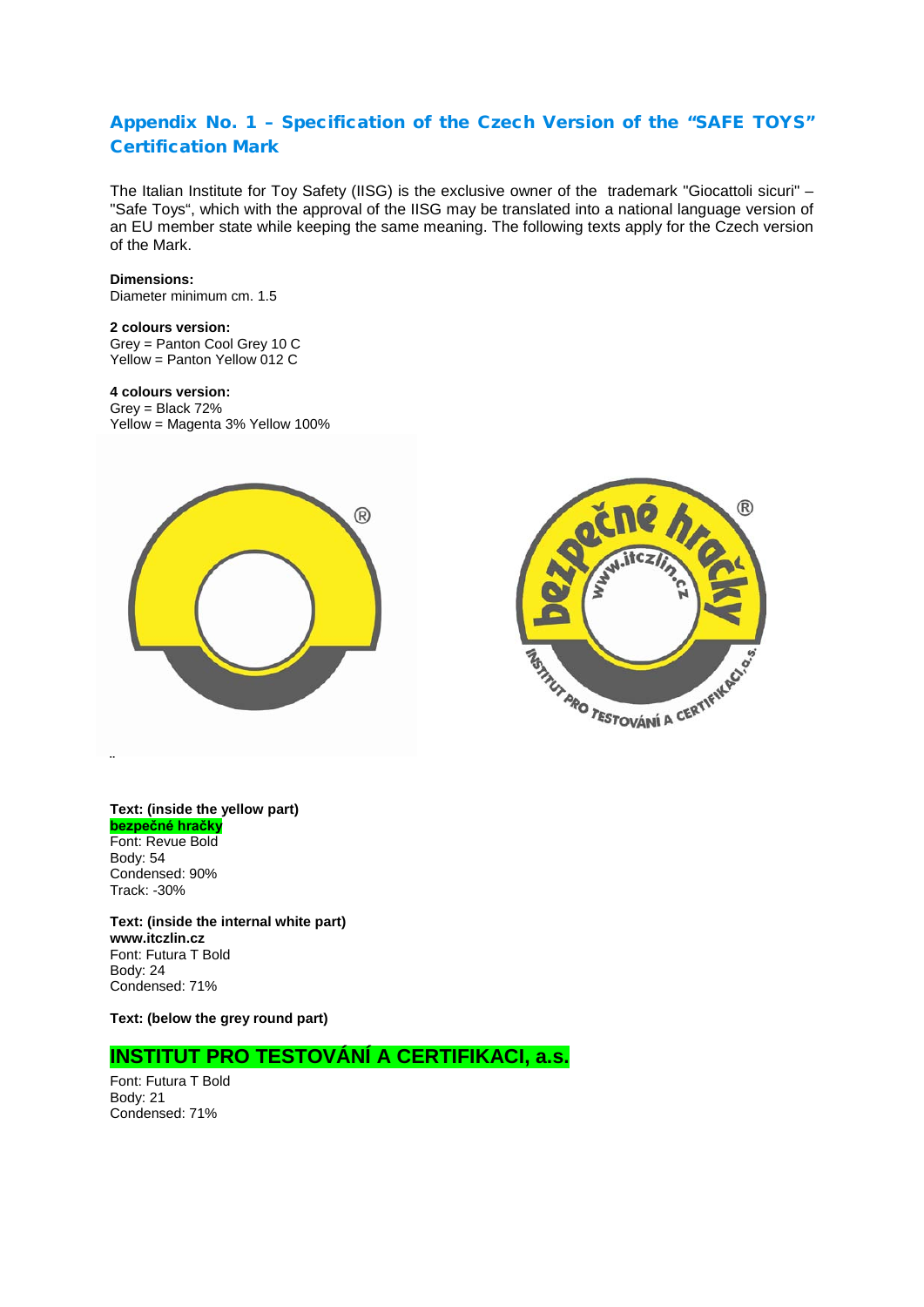## Appendix No. 1 – Specification of the Czech Version of the "SAFE TOYS" Certification Mark

The Italian Institute for Toy Safety (IISG) is the exclusive owner of the trademark "Giocattoli sicuri" – "Safe Toys", which with the approval of the IISG may be translated into a national language version of an EU member state while keeping the same meaning. The following texts apply for the Czech version of the Mark.

**Dimensions:**
Diameter minimum cm. 1.5

**2 colours version:**
Grey = Panton Cool Grey 10 C
Yellow = Panton Yellow 012 C

**4 colours version:**
Grey = Black 72%
Yellow = Magenta 3% Yellow 100%

**Text: (inside the yellow part)**
**bezpečné hračky**
Font: Revue Bold
Body: 54
Condensed: 90%
Track: -30%

**Text: (inside the internal white part)**
**www.itczlin.cz**
Font: Futura T Bold
Body: 24
Condensed: 71%

**Text: (below the grey round part)**

**INSTITUT PRO TESTOVÁNÍ A CERTIFIKACI, a.s.**

Font: Futura T Bold
Body: 21
Condensed: 71%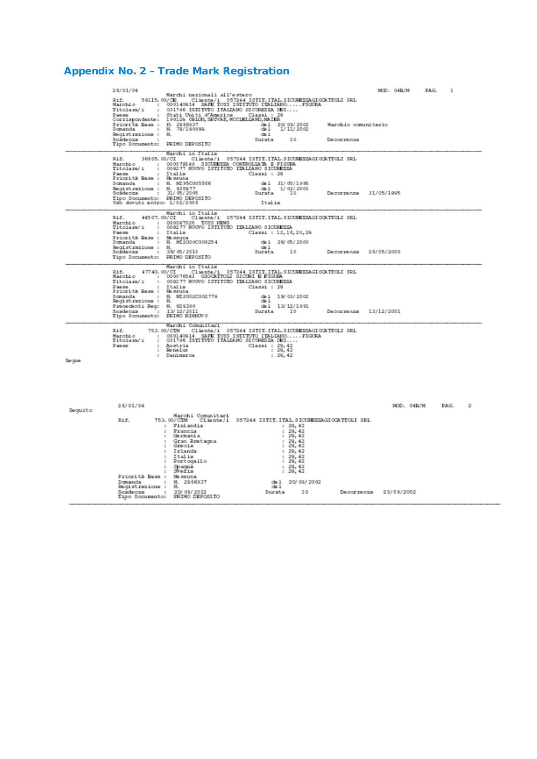## Appendix No. 2 – Trade Mark Registration

```
26/01/04                                                                    MOD. 04B/M     PAG.    1
                    Marchi nazionali all'estero
Rif.       59115.00/CE      Cliente/i   057244 ISTIT.ITAL.SICUREZZAGIOCATTOLI SRL
Marchio          :  000140914   SAFE TOYS ISTITUTO ITALIANO.....FIGURA
Titolare/i       :  031796 ISTITUTO ITALIANO SICUREZZA DEI....
Paese            :  Stati Uniti d'America        Classi : 28
Corrispondente:  190126 ORION,SPIVAK,MCCLELLAND,MAIER
Priorità Base :  N. 2966937                     del   20/09/2002      Marchio comunitario
Domanda          :  N. 78/190998                   del    1/11/2002
Registrazione :  N.                              del
Scadenza         :                               Durata      10        Decorrenza
Tipo Documento:  PRIMO DEPOSITO
------------------------------------------------------------------------------------------------
                    Marchi in Italia
Rif.       36605.00/CI      Cliente/i   057244 ISTIT.ITAL.SICUREZZAGIOCATTOLI SRL
Marchio          :  000079149   SICUREZZA CONTROLLATA E FIGURA
Titolare/i       :  009277 NUOVO ISTITUTO ITALIANO SICUREZZA
Paese            :  Italia                       Classi : 28
Priorità Base :  Nessuna
Domanda          :  N. MI95C005566                 del   31/05/1995
Registrazione :  N. 935877                       del    1/02/2001
Scadenza         :  31/05/2005                   Durata      10        Decorrenza    31/05/1995
Tipo Documento:  PRIMO DEPOSITO
Uso dovuto entro: 1/02/2006                      Italia
------------------------------------------------------------------------------------------------
                    Marchi in Italia
Rif.       44507.00/CI      Cliente/i   057244 ISTIT.ITAL.SICUREZZAGIOCATTOLI SRL
Marchio          :  000097026   TOYS NEWS
Titolare/i       :  009277 NUOVO ISTITUTO ITALIANO SICUREZZA
Paese            :  Italia                       Classi : 12,16,20,28
Priorità Base :  Nessuna
Domanda          :  N. MI2000C006254               del   26/05/2000
Registrazione :  N.                              del
Scadenza         :  26/05/2010                   Durata      10        Decorrenza    26/05/2000
Tipo Documento:  PRIMO DEPOSITO
------------------------------------------------------------------------------------------------
                    Marchi in Italia
Rif.       47740.00/CI      Cliente/i   057244 ISTIT.ITAL.SICUREZZAGIOCATTOLI SRL
Marchio          :  000076543   GIOCATTOLI SICURI E FIGURA
Titolare/i       :  009277 NUOVO ISTITUTO ITALIANO SICUREZZA
Paese            :  Italia                       Classi : 28
Priorità Base :  Nessuna
Domanda          :  N. MI2002C002779               del   19/03/2002
Registrazione :  N.                              del
Precedenti Reg:  N. 628390                       del   13/12/1991
Scadenza         :  13/12/2011                   Durata      10        Decorrenza    13/12/2001
Tipo Documento:  PRIMO RINNOVO
------------------------------------------------------------------------------------------------
                    Marchi Comunitari
Rif.         753.00/CTM     Cliente/i   057244 ISTIT.ITAL.SICUREZZAGIOCATTOLI SRL
Marchio          :  000140914   SAFE TOYS ISTITUTO ITALIANO.....FIGURA
Titolare/i       :  031796 ISTITUTO ITALIANO SICUREZZA DEI....
Paese            :  Austria                      Classi : 28,42
                 :  Benelux                             : 28,42
                 :  Danimarca                           : 28,42
Segue

Seguito
26/01/04                                                                    MOD. 04B/M     PAG.    2
                    Marchi Comunitari
Rif.         753.00/CTM     Cliente/i   057244 ISTIT.ITAL.SICUREZZAGIOCATTOLI SRL
                 :  Finlandia                           : 28,42
                 :  Francia                             : 28,42
                 :  Germania                            : 28,42
                 :  Gran Bretagna                       : 28,42
                 :  Grecia                              : 28,42
                 :  Irlanda                             : 28,42
                 :  Italia                              : 28,42
                 :  Portogallo                          : 28,42
                 :  Spagna                              : 28,42
                 :  Svezia                              : 28,42
Priorità Base :  Nessuna
Domanda          :  N. 2966937                     del   20/09/2002
Registrazione :  N.                              del
Scadenza         :  20/09/2012                   Durata      10        Decorrenza    20/09/2002
Tipo Documento:  PRIMO DEPOSITO
------------------------------------------------------------------------------------------------
```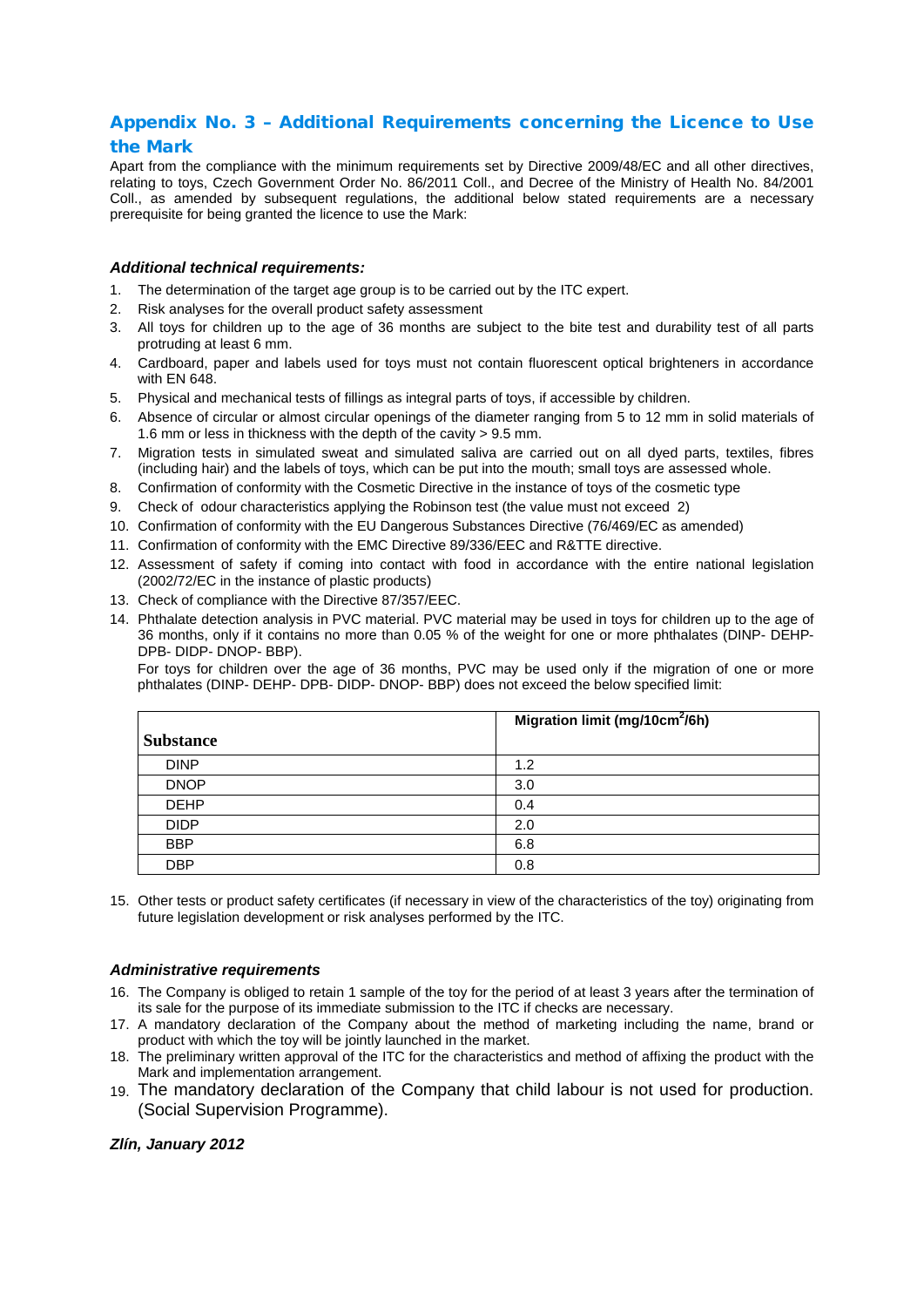## Appendix No. 3 – Additional Requirements concerning the Licence to Use the Mark

Apart from the compliance with the minimum requirements set by Directive 2009/48/EC and all other directives, relating to toys, Czech Government Order No. 86/2011 Coll., and Decree of the Ministry of Health No. 84/2001 Coll., as amended by subsequent regulations, the additional below stated requirements are a necessary prerequisite for being granted the licence to use the Mark:

### *Additional technical requirements:*

1. The determination of the target age group is to be carried out by the ITC expert.
2. Risk analyses for the overall product safety assessment
3. All toys for children up to the age of 36 months are subject to the bite test and durability test of all parts protruding at least 6 mm.
4. Cardboard, paper and labels used for toys must not contain fluorescent optical brighteners in accordance with EN 648.
5. Physical and mechanical tests of fillings as integral parts of toys, if accessible by children.
6. Absence of circular or almost circular openings of the diameter ranging from 5 to 12 mm in solid materials of 1.6 mm or less in thickness with the depth of the cavity > 9.5 mm.
7. Migration tests in simulated sweat and simulated saliva are carried out on all dyed parts, textiles, fibres (including hair) and the labels of toys, which can be put into the mouth; small toys are assessed whole.
8. Confirmation of conformity with the Cosmetic Directive in the instance of toys of the cosmetic type
9. Check of odour characteristics applying the Robinson test (the value must not exceed 2)
10. Confirmation of conformity with the EU Dangerous Substances Directive (76/469/EC as amended)
11. Confirmation of conformity with the EMC Directive 89/336/EEC and R&TTE directive.
12. Assessment of safety if coming into contact with food in accordance with the entire national legislation (2002/72/EC in the instance of plastic products)
13. Check of compliance with the Directive 87/357/EEC.
14. Phthalate detection analysis in PVC material. PVC material may be used in toys for children up to the age of 36 months, only if it contains no more than 0.05 % of the weight for one or more phthalates (DINP- DEHP- DPB- DIDP- DNOP- BBP).

    For toys for children over the age of 36 months, PVC may be used only if the migration of one or more phthalates (DINP- DEHP- DPB- DIDP- DNOP- BBP) does not exceed the below specified limit:

| Substance | Migration limit ($mg/10cm^2/6h$) |
|---|---|
| DINP | 1.2 |
| DNOP | 3.0 |
| DEHP | 0.4 |
| DIDP | 2.0 |
| BBP | 6.8 |
| DBP | 0.8 |

15. Other tests or product safety certificates (if necessary in view of the characteristics of the toy) originating from future legislation development or risk analyses performed by the ITC.

### *Administrative requirements*

16. The Company is obliged to retain 1 sample of the toy for the period of at least 3 years after the termination of its sale for the purpose of its immediate submission to the ITC if checks are necessary.
17. A mandatory declaration of the Company about the method of marketing including the name, brand or product with which the toy will be jointly launched in the market.
18. The preliminary written approval of the ITC for the characteristics and method of affixing the product with the Mark and implementation arrangement.
19. The mandatory declaration of the Company that child labour is not used for production. (Social Supervision Programme).

***Zlín, January 2012***